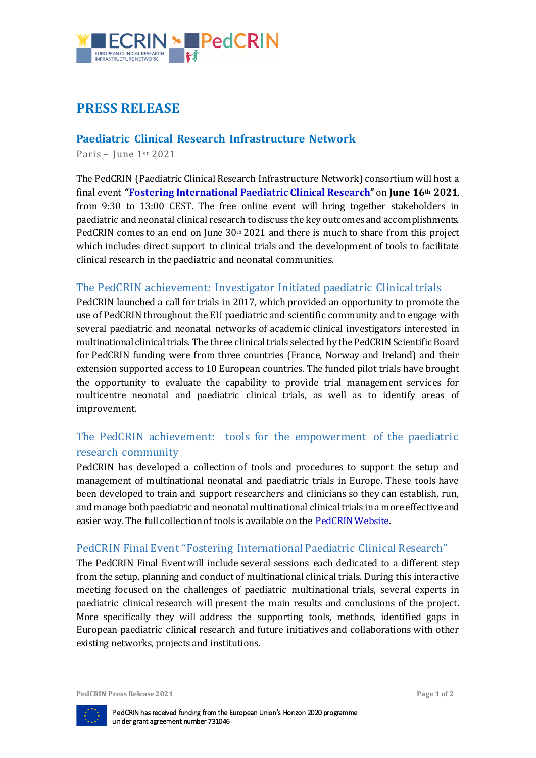# PRESS RELEASE

## Paediatric Clinical Research Infrastructure Network

Paris – June 1st 2021

The PedCRIN (Paediatric Clinical Research Infrastructure Network) consortium will host a final event **"Fostering International Paediatric Clinical Research"** on **June 16th 2021**, from 9:30 to 13:00 CEST. The free online event will bring together stakeholders in paediatric and neonatal clinical research to discuss the key outcomes and accomplishments. PedCRIN comes to an end on June 30th 2021 and there is much to share from this project which includes direct support to clinical trials and the development of tools to facilitate clinical research in the paediatric and neonatal communities.

### The PedCRIN achievement: Investigator Initiated paediatric Clinical trials

PedCRIN launched a call for trials in 2017, which provided an opportunity to promote the use of PedCRIN throughout the EU paediatric and scientific community and to engage with several paediatric and neonatal networks of academic clinical investigators interested in multinational clinical trials. The three clinical trials selected by the PedCRIN Scientific Board for PedCRIN funding were from three countries (France, Norway and Ireland) and their extension supported access to 10 European countries. The funded pilot trials have brought the opportunity to evaluate the capability to provide trial management services for multicentre neonatal and paediatric clinical trials, as well as to identify areas of improvement.

### The PedCRIN achievement: tools for the empowerment of the paediatric research community

PedCRIN has developed a collection of tools and procedures to support the setup and management of multinational neonatal and paediatric trials in Europe. These tools have been developed to train and support researchers and clinicians so they can establish, run, and manage both paediatric and neonatal multinational clinical trials in a more effective and easier way. The full collection of tools is available on the PedCRIN Website.

### PedCRIN Final Event "Fostering International Paediatric Clinical Research"

The PedCRIN Final Event will include several sessions each dedicated to a different step from the setup, planning and conduct of multinational clinical trials. During this interactive meeting focused on the challenges of paediatric multinational trials, several experts in paediatric clinical research will present the main results and conclusions of the project. More specifically they will address the supporting tools, methods, identified gaps in European paediatric clinical research and future initiatives and collaborations with other existing networks, projects and institutions.

PedCRIN has received funding from the European Union's Horizon 2020 programme under grant agreement number 731046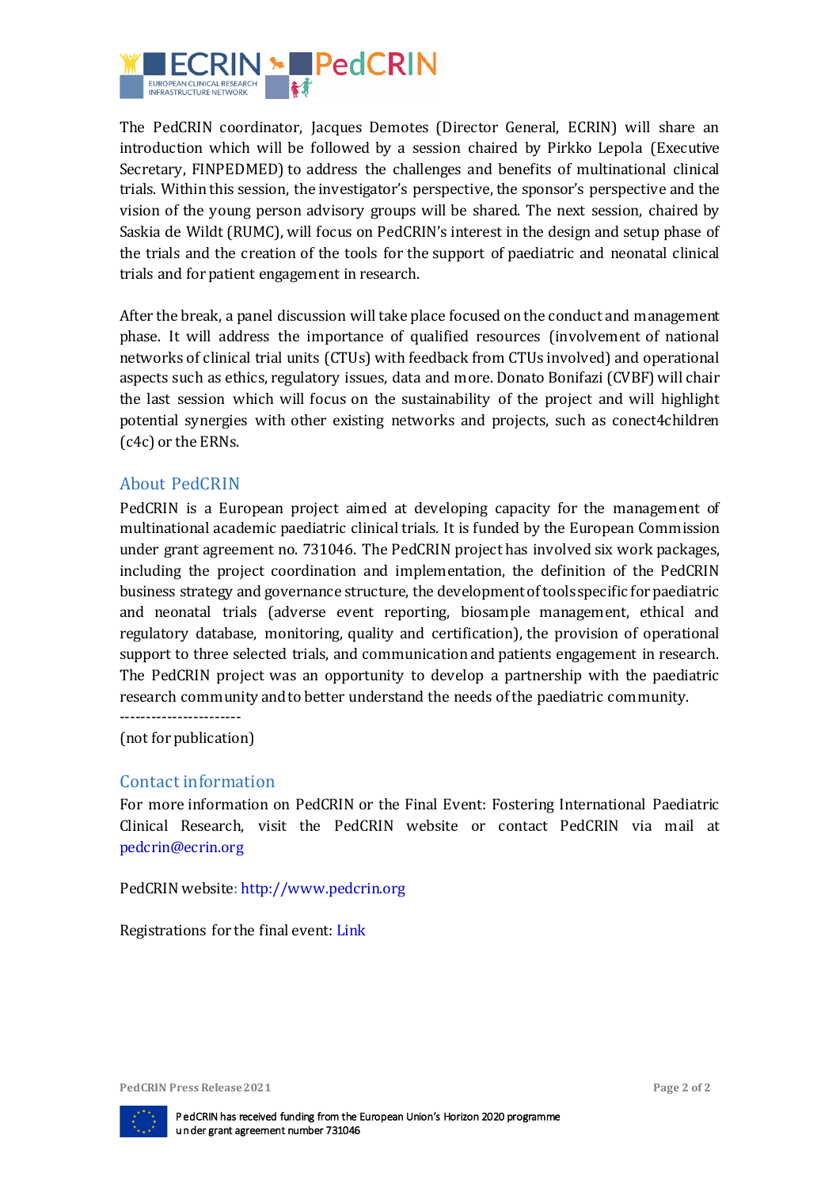The PedCRIN coordinator, Jacques Demotes (Director General, ECRIN) will share an introduction which will be followed by a session chaired by Pirkko Lepola (Executive Secretary, FINPEDMED) to address the challenges and benefits of multinational clinical trials. Within this session, the investigator's perspective, the sponsor's perspective and the vision of the young person advisory groups will be shared. The next session, chaired by Saskia de Wildt (RUMC), will focus on PedCRIN's interest in the design and setup phase of the trials and the creation of the tools for the support of paediatric and neonatal clinical trials and for patient engagement in research.

After the break, a panel discussion will take place focused on the conduct and management phase. It will address the importance of qualified resources (involvement of national networks of clinical trial units (CTUs) with feedback from CTUs involved) and operational aspects such as ethics, regulatory issues, data and more. Donato Bonifazi (CVBF) will chair the last session which will focus on the sustainability of the project and will highlight potential synergies with other existing networks and projects, such as conect4children (c4c) or the ERNs.

## About PedCRIN

PedCRIN is a European project aimed at developing capacity for the management of multinational academic paediatric clinical trials. It is funded by the European Commission under grant agreement no. 731046. The PedCRIN project has involved six work packages, including the project coordination and implementation, the definition of the PedCRIN business strategy and governance structure, the development of tools specific for paediatric and neonatal trials (adverse event reporting, biosample management, ethical and regulatory database, monitoring, quality and certification), the provision of operational support to three selected trials, and communication and patients engagement in research. The PedCRIN project was an opportunity to develop a partnership with the paediatric research community and to better understand the needs of the paediatric community.

-----------------------

(not for publication)

## Contact information

For more information on PedCRIN or the Final Event: Fostering International Paediatric Clinical Research, visit the PedCRIN website or contact PedCRIN via mail at pedcrin@ecrin.org

PedCRIN website: http://www.pedcrin.org

Registrations for the final event: Link

PedCRIN has received funding from the European Union's Horizon 2020 programme under grant agreement number 731046